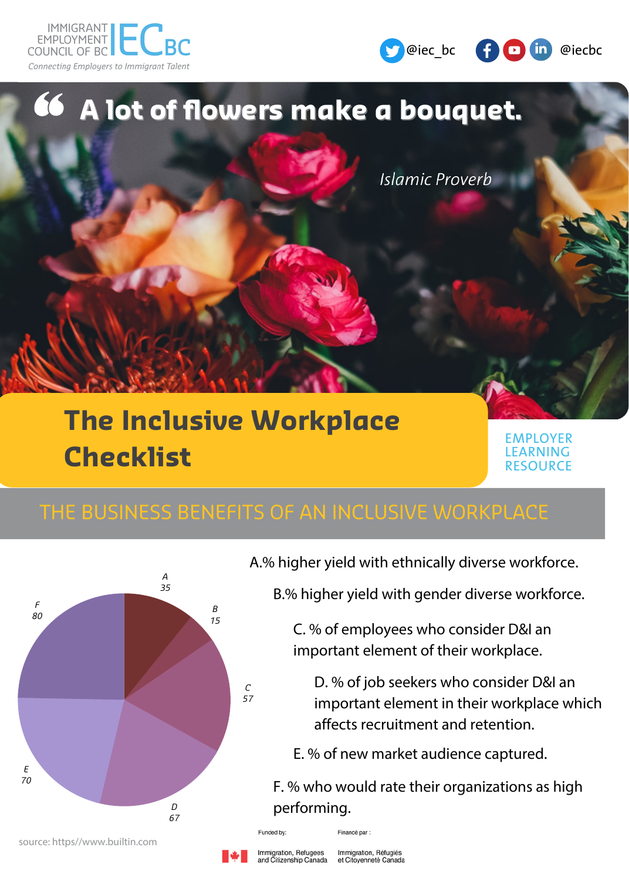IMMIGRANT EMPLOYMENT COUNCIL OF BC IECBC

*Connecting Employers to Immigrant Talent*

@iec_bc @iecbc

# "A lot of flowers make a bouquet."

*Islamic Proverb*

# The Inclusive Workplace Checklist

EMPLOYER LEARNING RESOURCE

## THE BUSINESS BENEFITS OF AN INCLUSIVE WORKPLACE

| Label | Value |
| --- | --- |
| A | 35 |
| B | 15 |
| C | 57 |
| D | 67 |
| E | 70 |
| F | 80 |

A.% higher yield with ethnically diverse workforce.

B.% higher yield with gender diverse workforce.

C. % of employees who consider D&I an important element of their workplace.

D. % of job seekers who consider D&I an important element in their workplace which affects recruitment and retention.

E. % of new market audience captured.

F. % who would rate their organizations as high performing.

source: https//www.builtin.com

Funded by: Immigration, Refugees and Citizenship Canada

Financé par : Immigration, Réfugiés et Citoyenneté Canada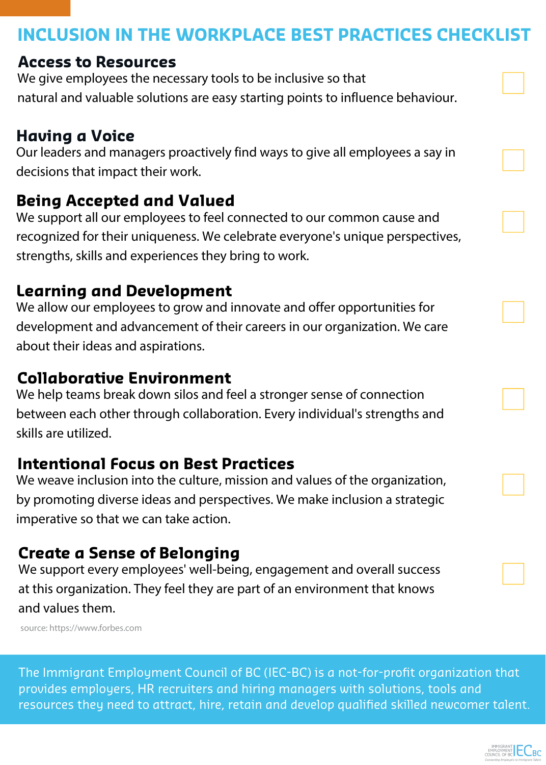# INCLUSION IN THE WORKPLACE BEST PRACTICES CHECKLIST

## Access to Resources

We give employees the necessary tools to be inclusive so that natural and valuable solutions are easy starting points to influence behaviour.

## Having a Voice

Our leaders and managers proactively find ways to give all employees a say in decisions that impact their work.

## Being Accepted and Valued

We support all our employees to feel connected to our common cause and recognized for their uniqueness. We celebrate everyone's unique perspectives, strengths, skills and experiences they bring to work.

## Learning and Development

We allow our employees to grow and innovate and offer opportunities for development and advancement of their careers in our organization. We care about their ideas and aspirations.

## Collaborative Environment

We help teams break down silos and feel a stronger sense of connection between each other through collaboration. Every individual's strengths and skills are utilized.

## Intentional Focus on Best Practices

We weave inclusion into the culture, mission and values of the organization, by promoting diverse ideas and perspectives. We make inclusion a strategic imperative so that we can take action.

## Create a Sense of Belonging

We support every employees' well-being, engagement and overall success at this organization. They feel they are part of an environment that knows and values them.

source: https://www.forbes.com

The Immigrant Employment Council of BC (IEC-BC) is a not-for-profit organization that provides employers, HR recruiters and hiring managers with solutions, tools and resources they need to attract, hire, retain and develop qualified skilled newcomer talent.